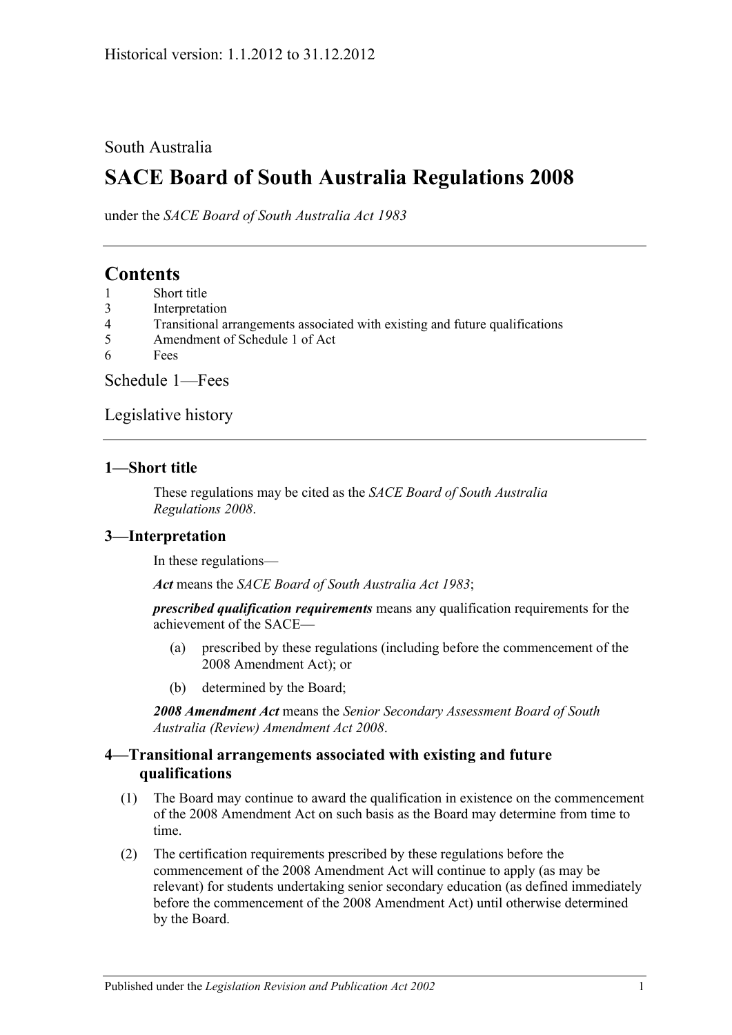South Australia

# SACE Board of South Australia Regulations 2008

under the *SACE Board of South Australia Act 1983*

## Contents

1 Short title
3 Interpretation
4 Transitional arrangements associated with existing and future qualifications
5 Amendment of Schedule 1 of Act
6 Fees

Schedule 1—Fees

Legislative history

### 1—Short title

These regulations may be cited as the *SACE Board of South Australia Regulations 2008*.

### 3—Interpretation

In these regulations—

***Act*** means the *SACE Board of South Australia Act 1983*;

***prescribed qualification requirements*** means any qualification requirements for the achievement of the SACE—

(a) prescribed by these regulations (including before the commencement of the 2008 Amendment Act); or

(b) determined by the Board;

***2008 Amendment Act*** means the *Senior Secondary Assessment Board of South Australia (Review) Amendment Act 2008*.

### 4—Transitional arrangements associated with existing and future qualifications

(1) The Board may continue to award the qualification in existence on the commencement of the 2008 Amendment Act on such basis as the Board may determine from time to time.

(2) The certification requirements prescribed by these regulations before the commencement of the 2008 Amendment Act will continue to apply (as may be relevant) for students undertaking senior secondary education (as defined immediately before the commencement of the 2008 Amendment Act) until otherwise determined by the Board.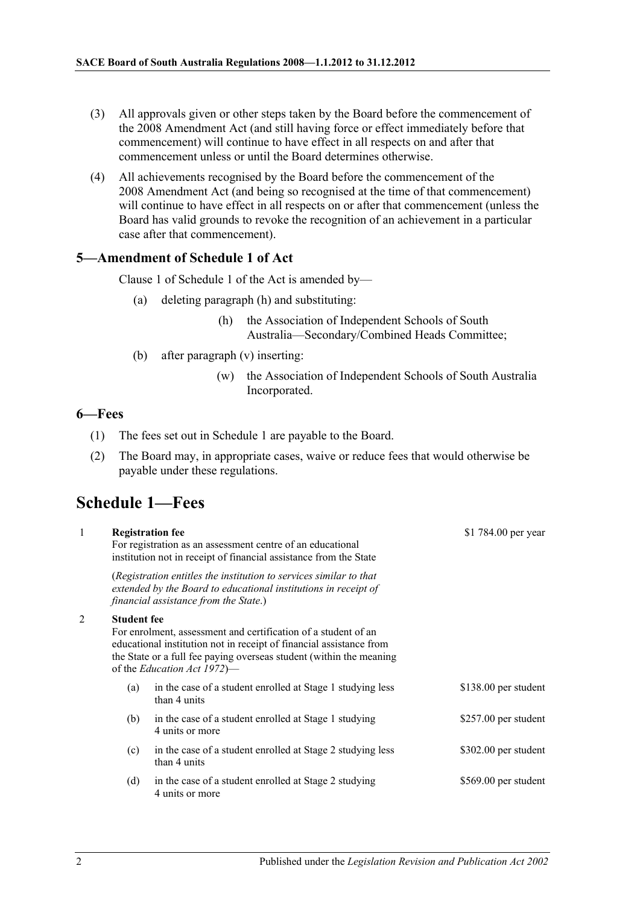(3) All approvals given or other steps taken by the Board before the commencement of the 2008 Amendment Act (and still having force or effect immediately before that commencement) will continue to have effect in all respects on and after that commencement unless or until the Board determines otherwise.

(4) All achievements recognised by the Board before the commencement of the 2008 Amendment Act (and being so recognised at the time of that commencement) will continue to have effect in all respects on or after that commencement (unless the Board has valid grounds to revoke the recognition of an achievement in a particular case after that commencement).

### 5—Amendment of Schedule 1 of Act

Clause 1 of Schedule 1 of the Act is amended by—

(a) deleting paragraph (h) and substituting:

> (h) the Association of Independent Schools of South Australia—Secondary/Combined Heads Committee;

(b) after paragraph (v) inserting:

> (w) the Association of Independent Schools of South Australia Incorporated.

### 6—Fees

(1) The fees set out in Schedule 1 are payable to the Board.

(2) The Board may, in appropriate cases, waive or reduce fees that would otherwise be payable under these regulations.

## Schedule 1—Fees

| | | | |
|---|---|---|---|
| 1 | **Registration fee**<br>For registration as an assessment centre of an educational institution not in receipt of financial assistance from the State<br>(*Registration entitles the institution to services similar to that extended by the Board to educational institutions in receipt of financial assistance from the State*.) | | $1 784.00 per year |
| 2 | **Student fee**<br>For enrolment, assessment and certification of a student of an educational institution not in receipt of financial assistance from the State or a full fee paying overseas student (within the meaning of the *Education Act 1972*)— | | |
| | (a) | in the case of a student enrolled at Stage 1 studying less than 4 units | $138.00 per student |
| | (b) | in the case of a student enrolled at Stage 1 studying 4 units or more | $257.00 per student |
| | (c) | in the case of a student enrolled at Stage 2 studying less than 4 units | $302.00 per student |
| | (d) | in the case of a student enrolled at Stage 2 studying 4 units or more | $569.00 per student |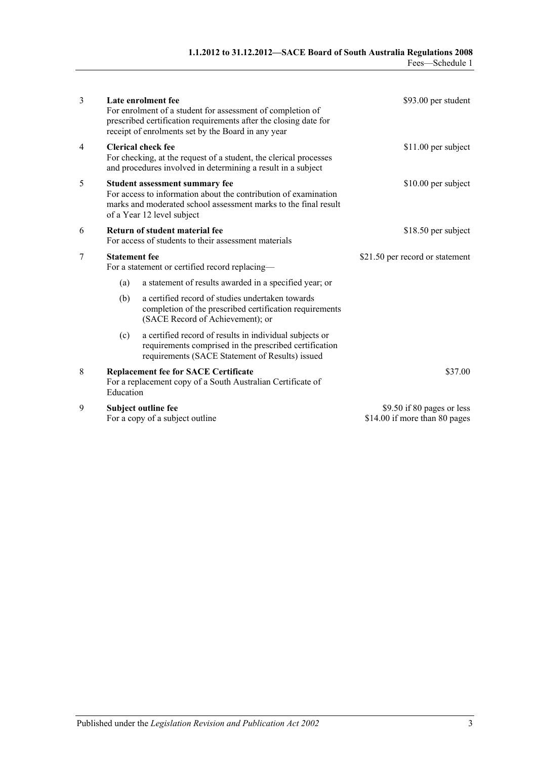| | | |
|---|---|---|
| 3 | **Late enrolment fee**<br>For enrolment of a student for assessment of completion of prescribed certification requirements after the closing date for receipt of enrolments set by the Board in any year | $93.00 per student |
| 4 | **Clerical check fee**<br>For checking, at the request of a student, the clerical processes and procedures involved in determining a result in a subject | $11.00 per subject |
| 5 | **Student assessment summary fee**<br>For access to information about the contribution of examination marks and moderated school assessment marks to the final result of a Year 12 level subject | $10.00 per subject |
| 6 | **Return of student material fee**<br>For access of students to their assessment materials | $18.50 per subject |
| 7 | **Statement fee**<br>For a statement or certified record replacing—<br>(a) a statement of results awarded in a specified year; or<br>(b) a certified record of studies undertaken towards completion of the prescribed certification requirements (SACE Record of Achievement); or<br>(c) a certified record of results in individual subjects or requirements comprised in the prescribed certification requirements (SACE Statement of Results) issued | $21.50 per record or statement |
| 8 | **Replacement fee for SACE Certificate**<br>For a replacement copy of a South Australian Certificate of Education | $37.00 |
| 9 | **Subject outline fee**<br>For a copy of a subject outline | $9.50 if 80 pages or less<br>$14.00 if more than 80 pages |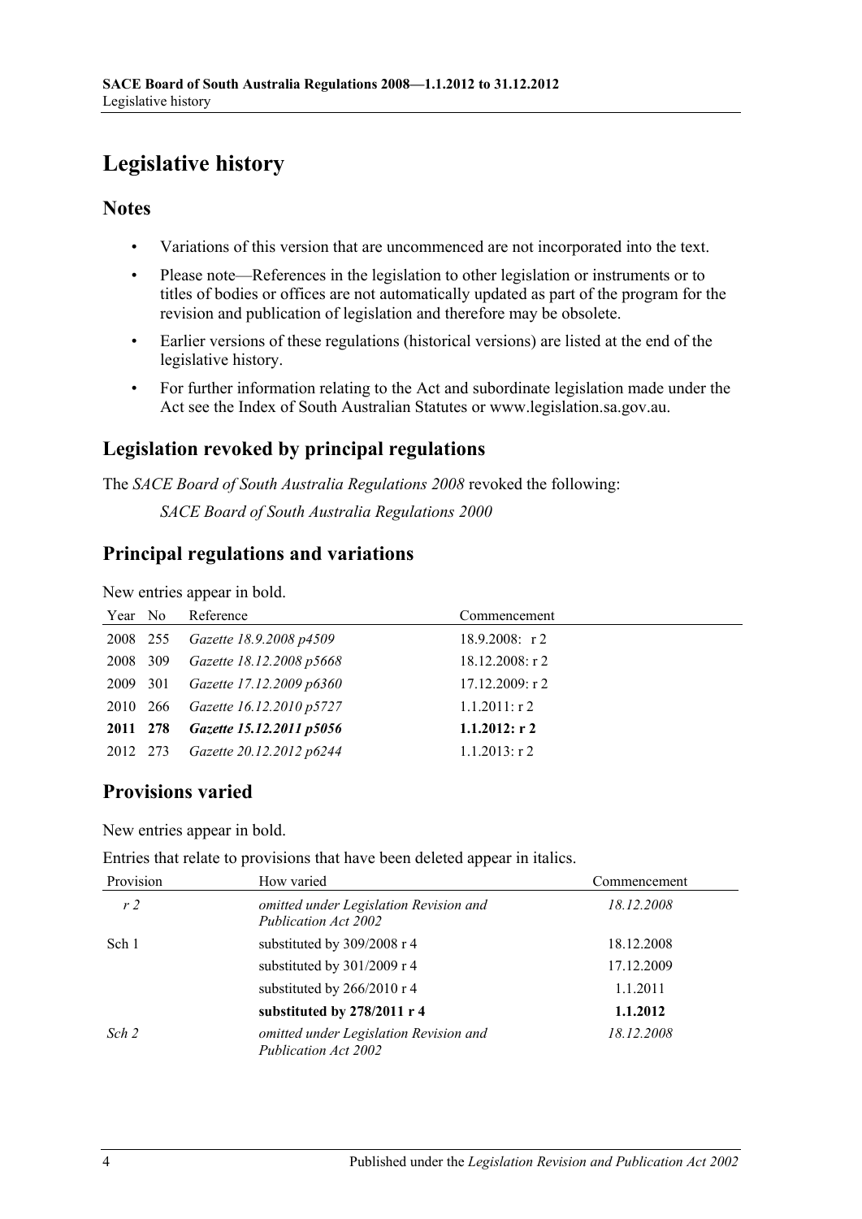# Legislative history

## Notes

- Variations of this version that are uncommenced are not incorporated into the text.
- Please note—References in the legislation to other legislation or instruments or to titles of bodies or offices are not automatically updated as part of the program for the revision and publication of legislation and therefore may be obsolete.
- Earlier versions of these regulations (historical versions) are listed at the end of the legislative history.
- For further information relating to the Act and subordinate legislation made under the Act see the Index of South Australian Statutes or www.legislation.sa.gov.au.

## Legislation revoked by principal regulations

The *SACE Board of South Australia Regulations 2008* revoked the following:

*SACE Board of South Australia Regulations 2000*

## Principal regulations and variations

New entries appear in bold.

| Year | No | Reference | Commencement |
|---|---|---|---|
| 2008 | 255 | *Gazette 18.9.2008 p4509* | 18.9.2008: r 2 |
| 2008 | 309 | *Gazette 18.12.2008 p5668* | 18.12.2008: r 2 |
| 2009 | 301 | *Gazette 17.12.2009 p6360* | 17.12.2009: r 2 |
| 2010 | 266 | *Gazette 16.12.2010 p5727* | 1.1.2011: r 2 |
| **2011** | **278** | ***Gazette 15.12.2011 p5056*** | **1.1.2012: r 2** |
| 2012 | 273 | *Gazette 20.12.2012 p6244* | 1.1.2013: r 2 |

## Provisions varied

New entries appear in bold.

Entries that relate to provisions that have been deleted appear in italics.

| Provision | How varied | Commencement |
|---|---|---|
| *r 2* | *omitted under Legislation Revision and Publication Act 2002* | *18.12.2008* |
| Sch 1 | substituted by 309/2008 r 4 | 18.12.2008 |
| | substituted by 301/2009 r 4 | 17.12.2009 |
| | substituted by 266/2010 r 4 | 1.1.2011 |
| | **substituted by 278/2011 r 4** | **1.1.2012** |
| *Sch 2* | *omitted under Legislation Revision and Publication Act 2002* | *18.12.2008* |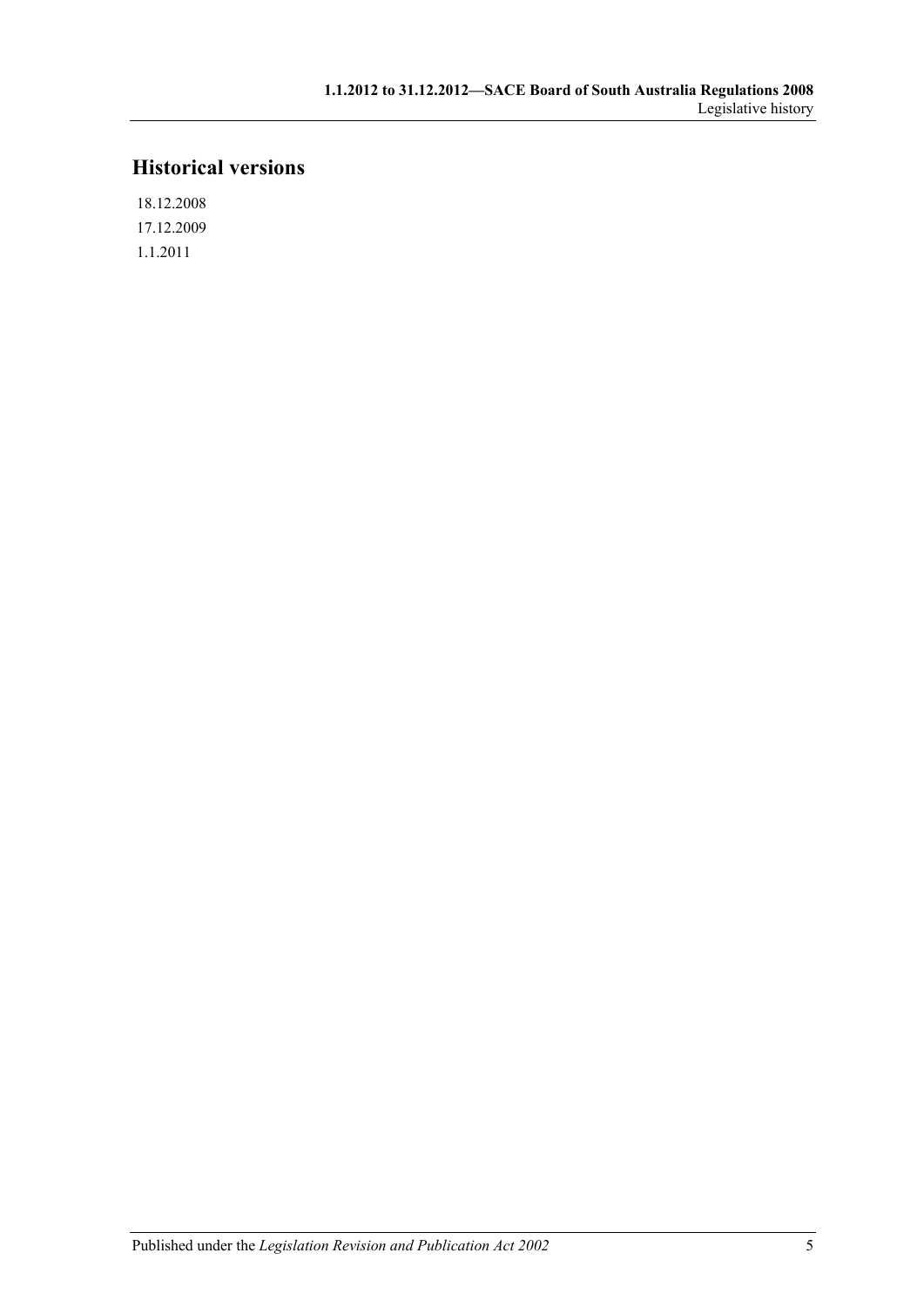## Historical versions

18.12.2008

17.12.2009

1.1.2011